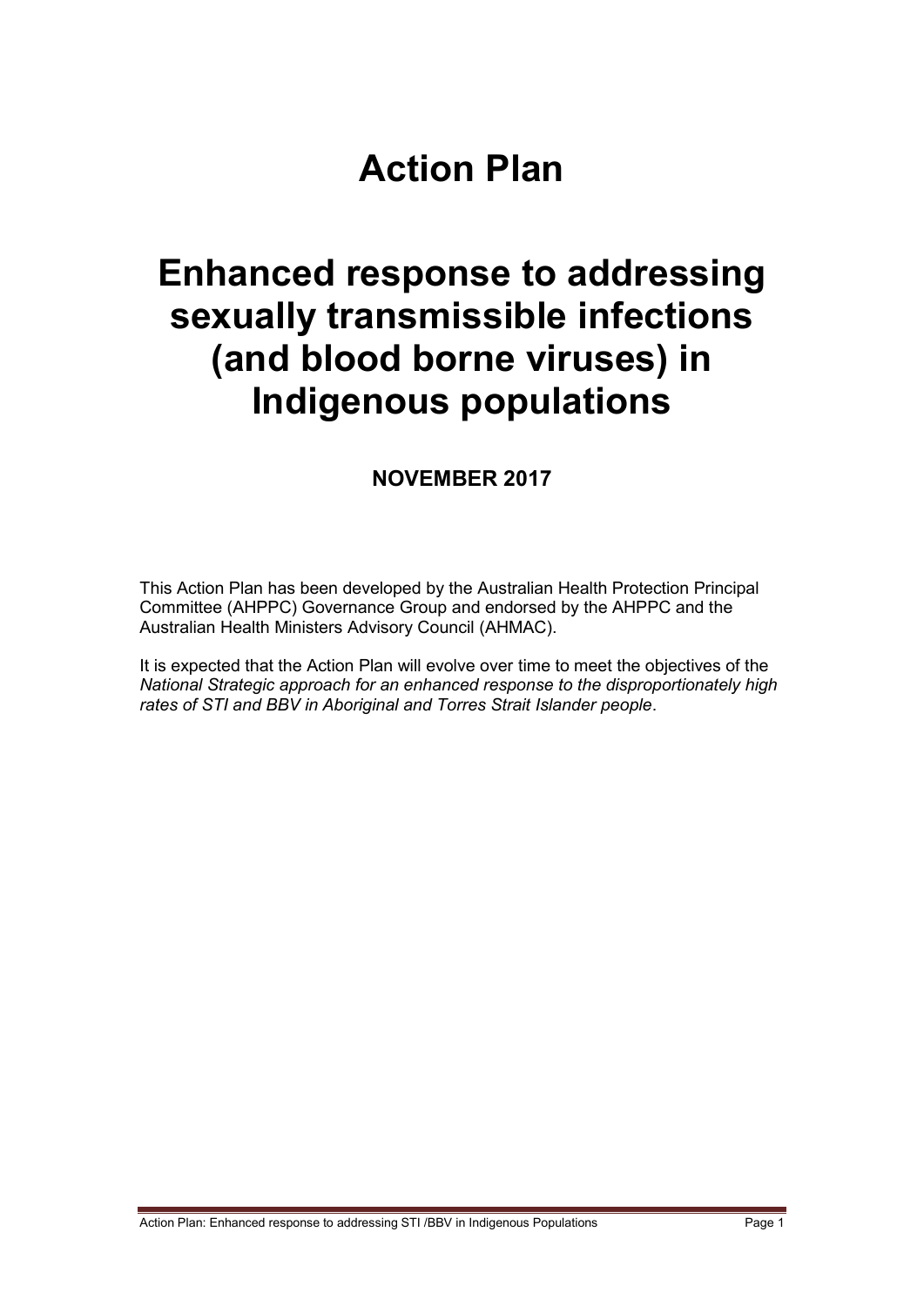# Action Plan

# Enhanced response to addressing sexually transmissible infections (and blood borne viruses) in Indigenous populations

**NOVEMBER 2017**

This Action Plan has been developed by the Australian Health Protection Principal Committee (AHPPC) Governance Group and endorsed by the AHPPC and the Australian Health Ministers Advisory Council (AHMAC).

It is expected that the Action Plan will evolve over time to meet the objectives of the *National Strategic approach for an enhanced response to the disproportionately high rates of STI and BBV in Aboriginal and Torres Strait Islander people*.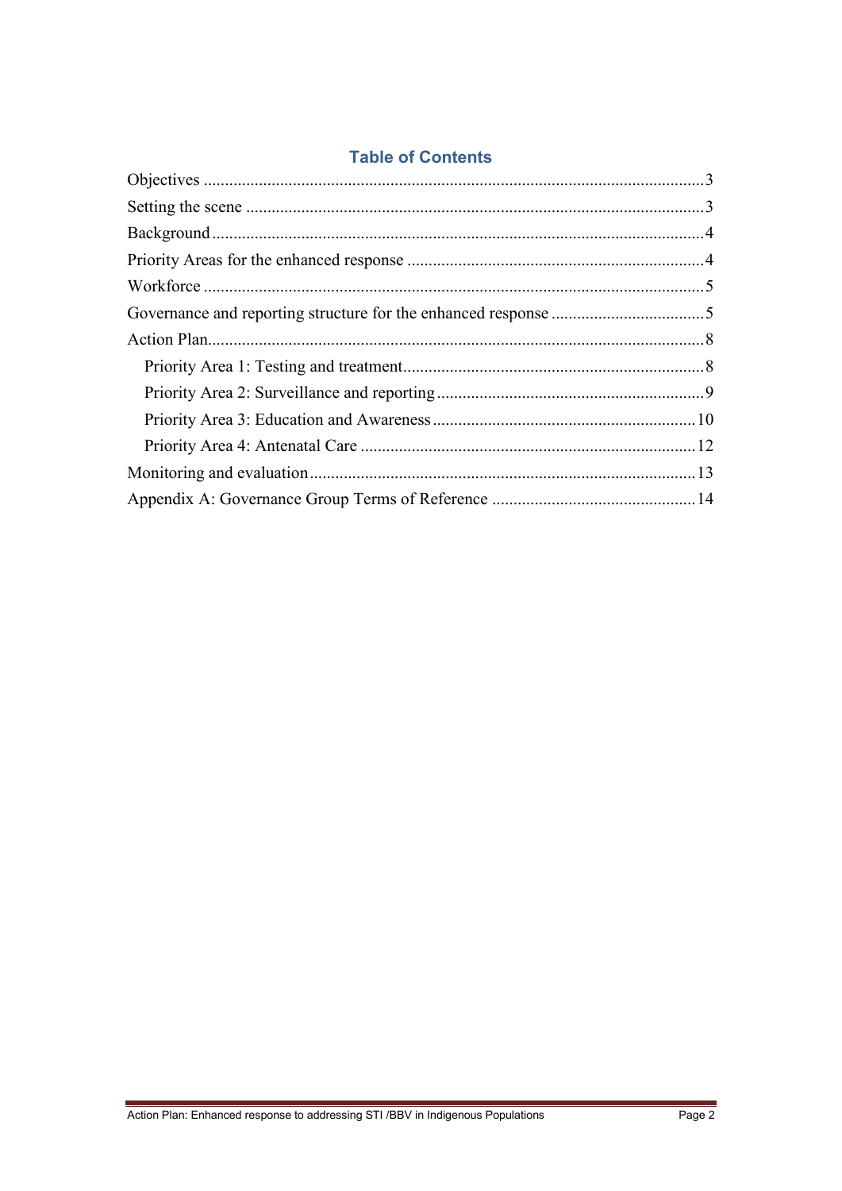## Table of Contents

Objectives ....................................................................................................................3
Setting the scene ..........................................................................................................3
Background ..................................................................................................................4
Priority Areas for the enhanced response .....................................................................4
Workforce ....................................................................................................................5
Governance and reporting structure for the enhanced response ....................................5
Action Plan...................................................................................................................8
- Priority Area 1: Testing and treatment......................................................................8
- Priority Area 2: Surveillance and reporting ..............................................................9
- Priority Area 3: Education and Awareness .............................................................10
- Priority Area 4: Antenatal Care ..............................................................................12

Monitoring and evaluation..........................................................................................13
Appendix A: Governance Group Terms of Reference ...............................................14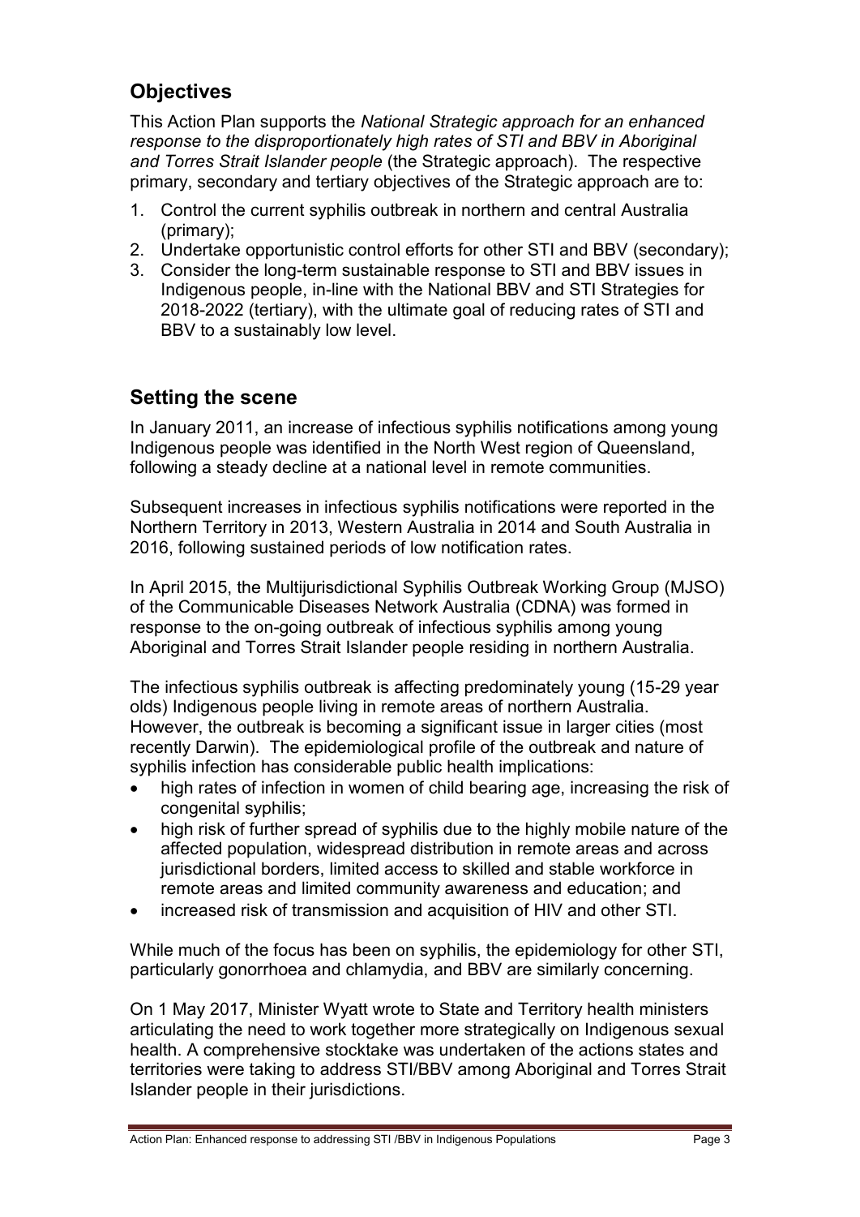## Objectives

This Action Plan supports the *National Strategic approach for an enhanced response to the disproportionately high rates of STI and BBV in Aboriginal and Torres Strait Islander people* (the Strategic approach). The respective primary, secondary and tertiary objectives of the Strategic approach are to:

1. Control the current syphilis outbreak in northern and central Australia (primary);
2. Undertake opportunistic control efforts for other STI and BBV (secondary);
3. Consider the long-term sustainable response to STI and BBV issues in Indigenous people, in-line with the National BBV and STI Strategies for 2018-2022 (tertiary), with the ultimate goal of reducing rates of STI and BBV to a sustainably low level.

## Setting the scene

In January 2011, an increase of infectious syphilis notifications among young Indigenous people was identified in the North West region of Queensland, following a steady decline at a national level in remote communities.

Subsequent increases in infectious syphilis notifications were reported in the Northern Territory in 2013, Western Australia in 2014 and South Australia in 2016, following sustained periods of low notification rates.

In April 2015, the Multijurisdictional Syphilis Outbreak Working Group (MJSO) of the Communicable Diseases Network Australia (CDNA) was formed in response to the on-going outbreak of infectious syphilis among young Aboriginal and Torres Strait Islander people residing in northern Australia.

The infectious syphilis outbreak is affecting predominately young (15-29 year olds) Indigenous people living in remote areas of northern Australia. However, the outbreak is becoming a significant issue in larger cities (most recently Darwin). The epidemiological profile of the outbreak and nature of syphilis infection has considerable public health implications:

- high rates of infection in women of child bearing age, increasing the risk of congenital syphilis;
- high risk of further spread of syphilis due to the highly mobile nature of the affected population, widespread distribution in remote areas and across jurisdictional borders, limited access to skilled and stable workforce in remote areas and limited community awareness and education; and
- increased risk of transmission and acquisition of HIV and other STI.

While much of the focus has been on syphilis, the epidemiology for other STI, particularly gonorrhoea and chlamydia, and BBV are similarly concerning.

On 1 May 2017, Minister Wyatt wrote to State and Territory health ministers articulating the need to work together more strategically on Indigenous sexual health. A comprehensive stocktake was undertaken of the actions states and territories were taking to address STI/BBV among Aboriginal and Torres Strait Islander people in their jurisdictions.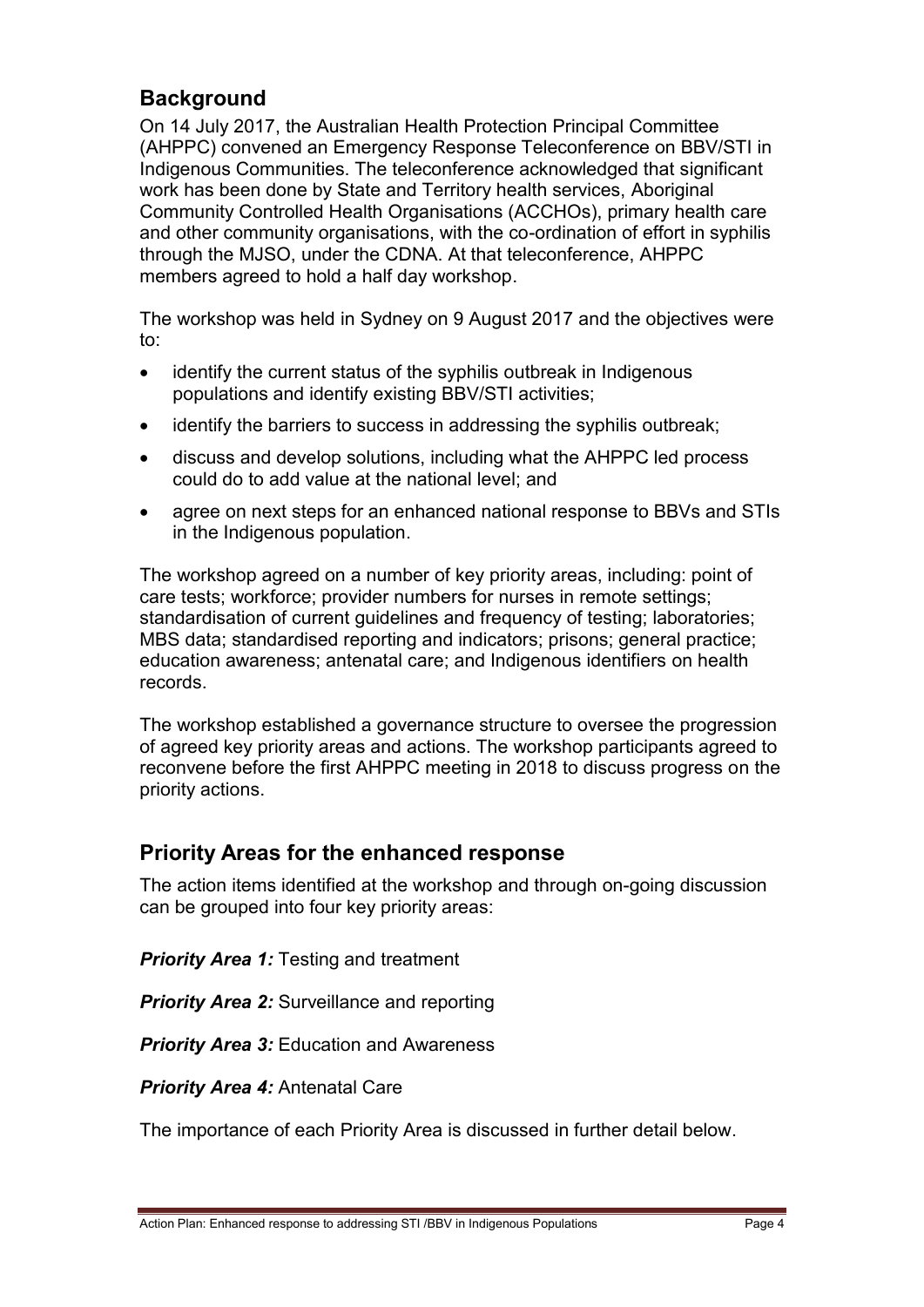## Background

On 14 July 2017, the Australian Health Protection Principal Committee (AHPPC) convened an Emergency Response Teleconference on BBV/STI in Indigenous Communities. The teleconference acknowledged that significant work has been done by State and Territory health services, Aboriginal Community Controlled Health Organisations (ACCHOs), primary health care and other community organisations, with the co-ordination of effort in syphilis through the MJSO, under the CDNA. At that teleconference, AHPPC members agreed to hold a half day workshop.

The workshop was held in Sydney on 9 August 2017 and the objectives were to:

- identify the current status of the syphilis outbreak in Indigenous populations and identify existing BBV/STI activities;
- identify the barriers to success in addressing the syphilis outbreak;
- discuss and develop solutions, including what the AHPPC led process could do to add value at the national level; and
- agree on next steps for an enhanced national response to BBVs and STIs in the Indigenous population.

The workshop agreed on a number of key priority areas, including: point of care tests; workforce; provider numbers for nurses in remote settings; standardisation of current guidelines and frequency of testing; laboratories; MBS data; standardised reporting and indicators; prisons; general practice; education awareness; antenatal care; and Indigenous identifiers on health records.

The workshop established a governance structure to oversee the progression of agreed key priority areas and actions. The workshop participants agreed to reconvene before the first AHPPC meeting in 2018 to discuss progress on the priority actions.

## Priority Areas for the enhanced response

The action items identified at the workshop and through on-going discussion can be grouped into four key priority areas:

***Priority Area 1:*** Testing and treatment

***Priority Area 2:*** Surveillance and reporting

***Priority Area 3:*** Education and Awareness

***Priority Area 4:*** Antenatal Care

The importance of each Priority Area is discussed in further detail below.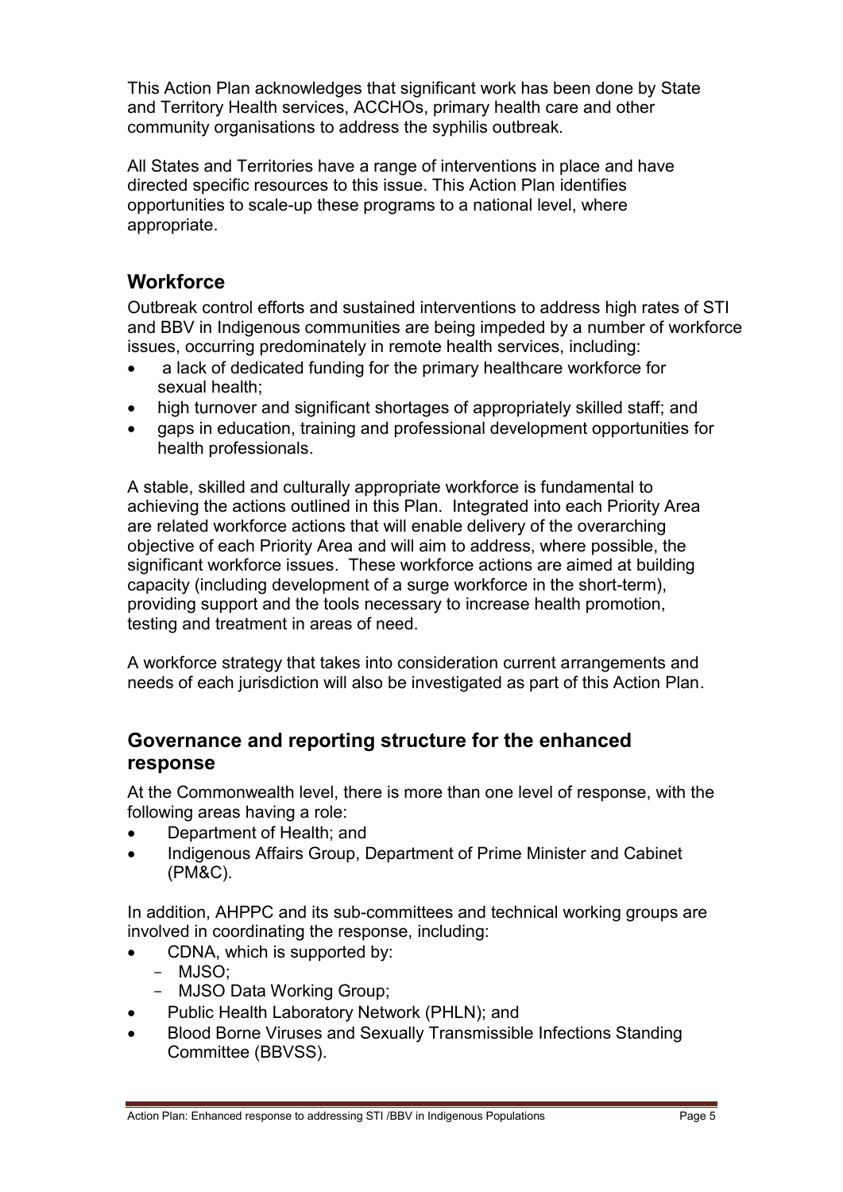This Action Plan acknowledges that significant work has been done by State and Territory Health services, ACCHOs, primary health care and other community organisations to address the syphilis outbreak.

All States and Territories have a range of interventions in place and have directed specific resources to this issue. This Action Plan identifies opportunities to scale-up these programs to a national level, where appropriate.

## Workforce

Outbreak control efforts and sustained interventions to address high rates of STI and BBV in Indigenous communities are being impeded by a number of workforce issues, occurring predominately in remote health services, including:

- a lack of dedicated funding for the primary healthcare workforce for sexual health;
- high turnover and significant shortages of appropriately skilled staff; and
- gaps in education, training and professional development opportunities for health professionals.

A stable, skilled and culturally appropriate workforce is fundamental to achieving the actions outlined in this Plan. Integrated into each Priority Area are related workforce actions that will enable delivery of the overarching objective of each Priority Area and will aim to address, where possible, the significant workforce issues. These workforce actions are aimed at building capacity (including development of a surge workforce in the short-term), providing support and the tools necessary to increase health promotion, testing and treatment in areas of need.

A workforce strategy that takes into consideration current arrangements and needs of each jurisdiction will also be investigated as part of this Action Plan.

## Governance and reporting structure for the enhanced response

At the Commonwealth level, there is more than one level of response, with the following areas having a role:

- Department of Health; and
- Indigenous Affairs Group, Department of Prime Minister and Cabinet (PM&C).

In addition, AHPPC and its sub-committees and technical working groups are involved in coordinating the response, including:

- CDNA, which is supported by:
  - MJSO;
  - MJSO Data Working Group;
- Public Health Laboratory Network (PHLN); and
- Blood Borne Viruses and Sexually Transmissible Infections Standing Committee (BBVSS).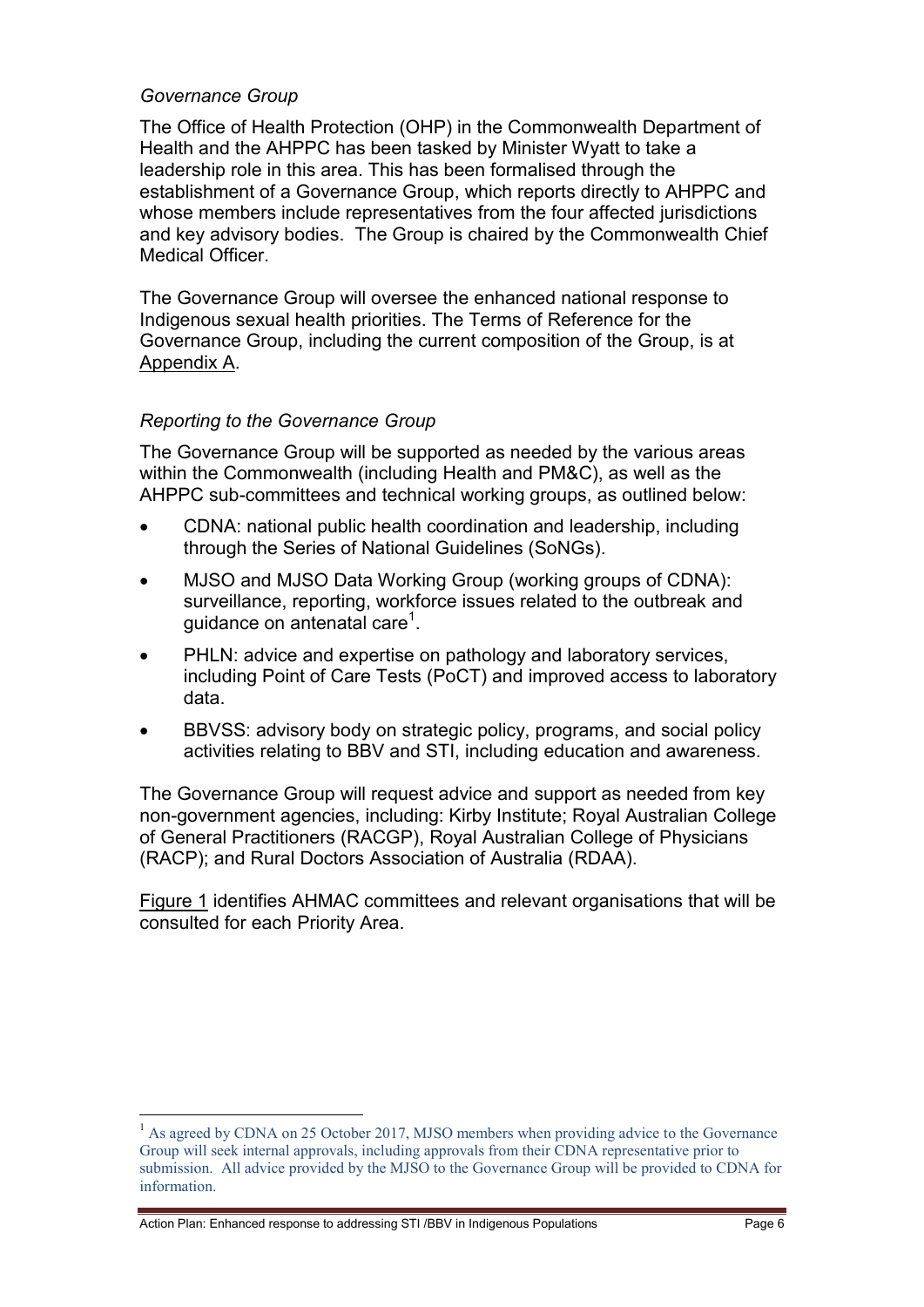### *Governance Group*

The Office of Health Protection (OHP) in the Commonwealth Department of Health and the AHPPC has been tasked by Minister Wyatt to take a leadership role in this area. This has been formalised through the establishment of a Governance Group, which reports directly to AHPPC and whose members include representatives from the four affected jurisdictions and key advisory bodies. The Group is chaired by the Commonwealth Chief Medical Officer.

The Governance Group will oversee the enhanced national response to Indigenous sexual health priorities. The Terms of Reference for the Governance Group, including the current composition of the Group, is at Appendix A.

### *Reporting to the Governance Group*

The Governance Group will be supported as needed by the various areas within the Commonwealth (including Health and PM&C), as well as the AHPPC sub-committees and technical working groups, as outlined below:

- CDNA: national public health coordination and leadership, including through the Series of National Guidelines (SoNGs).
- MJSO and MJSO Data Working Group (working groups of CDNA): surveillance, reporting, workforce issues related to the outbreak and guidance on antenatal care[1].
- PHLN: advice and expertise on pathology and laboratory services, including Point of Care Tests (PoCT) and improved access to laboratory data.
- BBVSS: advisory body on strategic policy, programs, and social policy activities relating to BBV and STI, including education and awareness.

The Governance Group will request advice and support as needed from key non-government agencies, including: Kirby Institute; Royal Australian College of General Practitioners (RACGP), Royal Australian College of Physicians (RACP); and Rural Doctors Association of Australia (RDAA).

Figure 1 identifies AHMAC committees and relevant organisations that will be consulted for each Priority Area.

[1] As agreed by CDNA on 25 October 2017, MJSO members when providing advice to the Governance Group will seek internal approvals, including approvals from their CDNA representative prior to submission. All advice provided by the MJSO to the Governance Group will be provided to CDNA for information.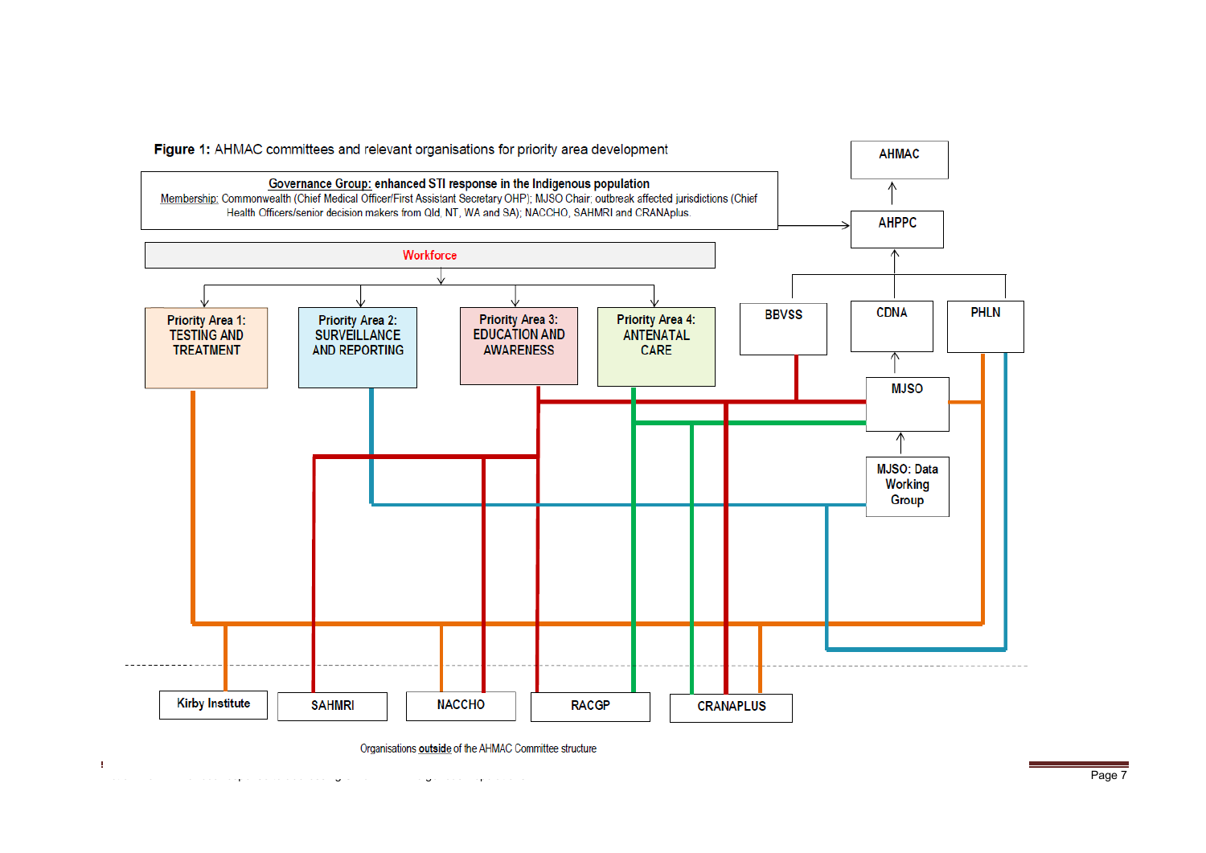**Figure 1:** AHMAC committees and relevant organisations for priority area development

**Governance Group: enhanced STI response in the Indigenous population**

Membership: Commonwealth (Chief Medical Officer/First Assistant Secretary OHP); MJSO Chair; outbreak affected jurisdictions (Chief Health Officers/senior decision makers from Qld, NT, WA and SA); NACCHO, SAHMRI and CRANAplus.

AHMAC

AHPPC

Workforce

Priority Area 1: TESTING AND TREATMENT

Priority Area 2: SURVEILLANCE AND REPORTING

Priority Area 3: EDUCATION AND AWARENESS

Priority Area 4: ANTENATAL CARE

BBVSS

CDNA

PHLN

MJSO

MJSO: Data Working Group

Kirby Institute

SAHMRI

NACCHO

RACGP

CRANAPLUS

Organisations outside of the AHMAC Committee structure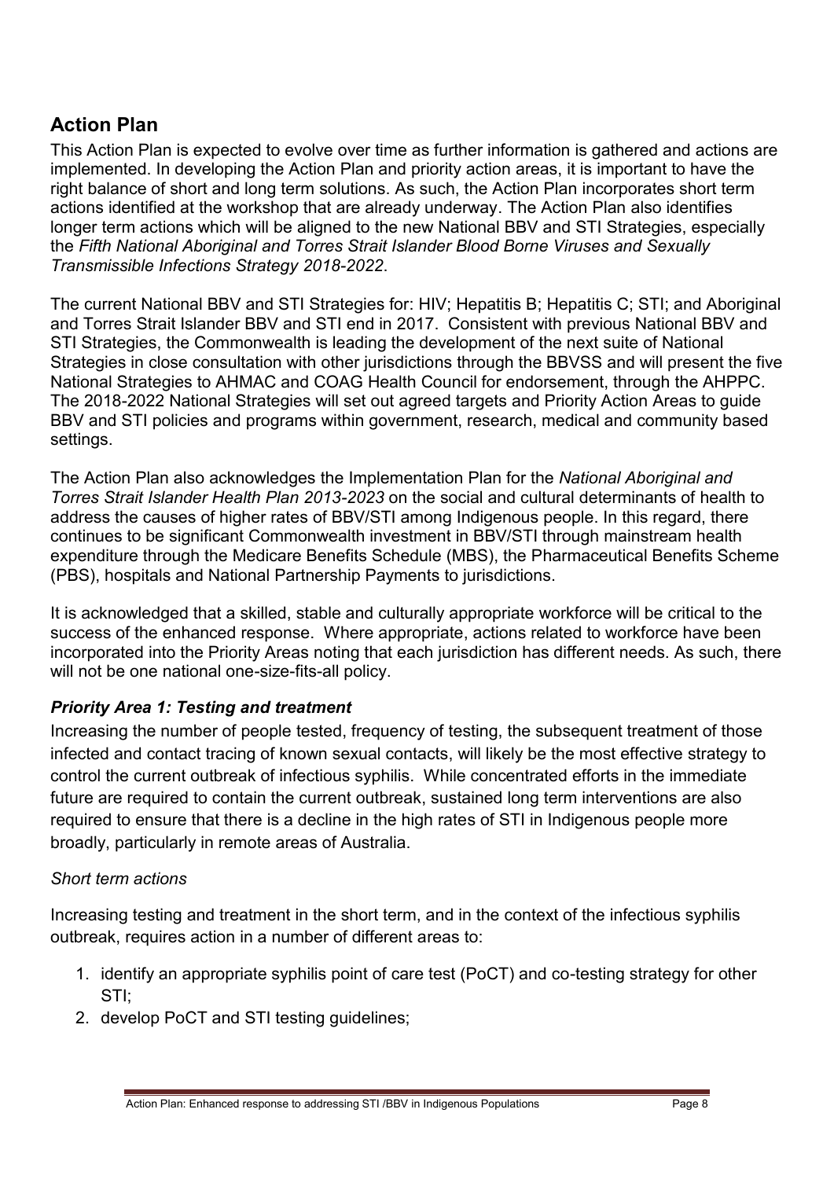## Action Plan

This Action Plan is expected to evolve over time as further information is gathered and actions are implemented. In developing the Action Plan and priority action areas, it is important to have the right balance of short and long term solutions. As such, the Action Plan incorporates short term actions identified at the workshop that are already underway. The Action Plan also identifies longer term actions which will be aligned to the new National BBV and STI Strategies, especially the *Fifth National Aboriginal and Torres Strait Islander Blood Borne Viruses and Sexually Transmissible Infections Strategy 2018-2022*.

The current National BBV and STI Strategies for: HIV; Hepatitis B; Hepatitis C; STI; and Aboriginal and Torres Strait Islander BBV and STI end in 2017. Consistent with previous National BBV and STI Strategies, the Commonwealth is leading the development of the next suite of National Strategies in close consultation with other jurisdictions through the BBVSS and will present the five National Strategies to AHMAC and COAG Health Council for endorsement, through the AHPPC. The 2018-2022 National Strategies will set out agreed targets and Priority Action Areas to guide BBV and STI policies and programs within government, research, medical and community based settings.

The Action Plan also acknowledges the Implementation Plan for the *National Aboriginal and Torres Strait Islander Health Plan 2013-2023* on the social and cultural determinants of health to address the causes of higher rates of BBV/STI among Indigenous people. In this regard, there continues to be significant Commonwealth investment in BBV/STI through mainstream health expenditure through the Medicare Benefits Schedule (MBS), the Pharmaceutical Benefits Scheme (PBS), hospitals and National Partnership Payments to jurisdictions.

It is acknowledged that a skilled, stable and culturally appropriate workforce will be critical to the success of the enhanced response. Where appropriate, actions related to workforce have been incorporated into the Priority Areas noting that each jurisdiction has different needs. As such, there will not be one national one-size-fits-all policy.

### *Priority Area 1: Testing and treatment*

Increasing the number of people tested, frequency of testing, the subsequent treatment of those infected and contact tracing of known sexual contacts, will likely be the most effective strategy to control the current outbreak of infectious syphilis. While concentrated efforts in the immediate future are required to contain the current outbreak, sustained long term interventions are also required to ensure that there is a decline in the high rates of STI in Indigenous people more broadly, particularly in remote areas of Australia.

*Short term actions*

Increasing testing and treatment in the short term, and in the context of the infectious syphilis outbreak, requires action in a number of different areas to:

1. identify an appropriate syphilis point of care test (PoCT) and co-testing strategy for other STI;
2. develop PoCT and STI testing guidelines;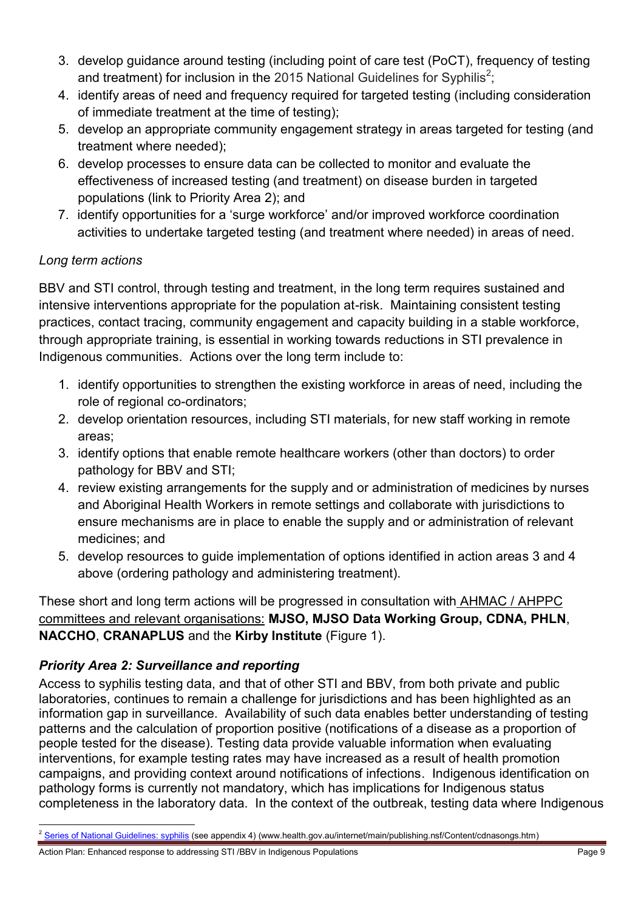3. develop guidance around testing (including point of care test (PoCT), frequency of testing and treatment) for inclusion in the 2015 National Guidelines for Syphilis[2];
4. identify areas of need and frequency required for targeted testing (including consideration of immediate treatment at the time of testing);
5. develop an appropriate community engagement strategy in areas targeted for testing (and treatment where needed);
6. develop processes to ensure data can be collected to monitor and evaluate the effectiveness of increased testing (and treatment) on disease burden in targeted populations (link to Priority Area 2); and
7. identify opportunities for a 'surge workforce' and/or improved workforce coordination activities to undertake targeted testing (and treatment where needed) in areas of need.

*Long term actions*

BBV and STI control, through testing and treatment, in the long term requires sustained and intensive interventions appropriate for the population at-risk. Maintaining consistent testing practices, contact tracing, community engagement and capacity building in a stable workforce, through appropriate training, is essential in working towards reductions in STI prevalence in Indigenous communities. Actions over the long term include to:

1. identify opportunities to strengthen the existing workforce in areas of need, including the role of regional co-ordinators;
2. develop orientation resources, including STI materials, for new staff working in remote areas;
3. identify options that enable remote healthcare workers (other than doctors) to order pathology for BBV and STI;
4. review existing arrangements for the supply and or administration of medicines by nurses and Aboriginal Health Workers in remote settings and collaborate with jurisdictions to ensure mechanisms are in place to enable the supply and or administration of relevant medicines; and
5. develop resources to guide implementation of options identified in action areas 3 and 4 above (ordering pathology and administering treatment).

These short and long term actions will be progressed in consultation with AHMAC / AHPPC committees and relevant organisations: **MJSO, MJSO Data Working Group, CDNA, PHLN**, **NACCHO**, **CRANAPLUS** and the **Kirby Institute** (Figure 1).

### *Priority Area 2: Surveillance and reporting*

Access to syphilis testing data, and that of other STI and BBV, from both private and public laboratories, continues to remain a challenge for jurisdictions and has been highlighted as an information gap in surveillance. Availability of such data enables better understanding of testing patterns and the calculation of proportion positive (notifications of a disease as a proportion of people tested for the disease). Testing data provide valuable information when evaluating interventions, for example testing rates may have increased as a result of health promotion campaigns, and providing context around notifications of infections. Indigenous identification on pathology forms is currently not mandatory, which has implications for Indigenous status completeness in the laboratory data. In the context of the outbreak, testing data where Indigenous

[2] Series of National Guidelines: syphilis (see appendix 4) (www.health.gov.au/internet/main/publishing.nsf/Content/cdnasongs.htm)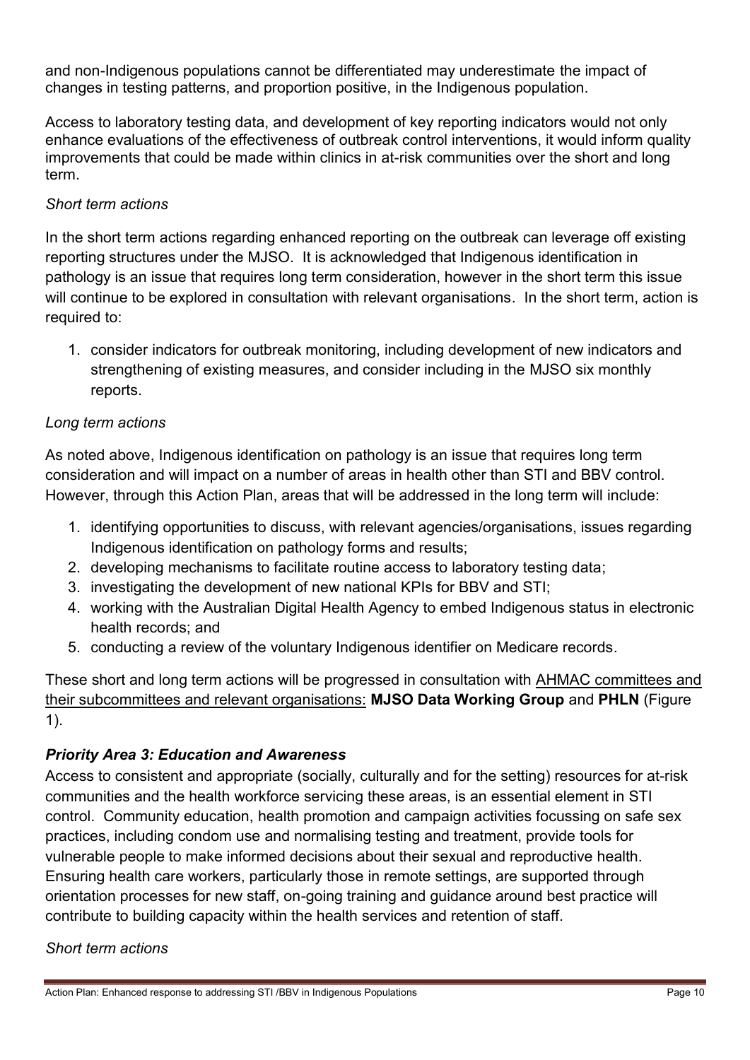and non-Indigenous populations cannot be differentiated may underestimate the impact of changes in testing patterns, and proportion positive, in the Indigenous population.

Access to laboratory testing data, and development of key reporting indicators would not only enhance evaluations of the effectiveness of outbreak control interventions, it would inform quality improvements that could be made within clinics in at-risk communities over the short and long term.

*Short term actions*

In the short term actions regarding enhanced reporting on the outbreak can leverage off existing reporting structures under the MJSO. It is acknowledged that Indigenous identification in pathology is an issue that requires long term consideration, however in the short term this issue will continue to be explored in consultation with relevant organisations. In the short term, action is required to:

1. consider indicators for outbreak monitoring, including development of new indicators and strengthening of existing measures, and consider including in the MJSO six monthly reports.

*Long term actions*

As noted above, Indigenous identification on pathology is an issue that requires long term consideration and will impact on a number of areas in health other than STI and BBV control. However, through this Action Plan, areas that will be addressed in the long term will include:

1. identifying opportunities to discuss, with relevant agencies/organisations, issues regarding Indigenous identification on pathology forms and results;
2. developing mechanisms to facilitate routine access to laboratory testing data;
3. investigating the development of new national KPIs for BBV and STI;
4. working with the Australian Digital Health Agency to embed Indigenous status in electronic health records; and
5. conducting a review of the voluntary Indigenous identifier on Medicare records.

These short and long term actions will be progressed in consultation with AHMAC committees and their subcommittees and relevant organisations: **MJSO Data Working Group** and **PHLN** (Figure 1).

### *Priority Area 3: Education and Awareness*

Access to consistent and appropriate (socially, culturally and for the setting) resources for at-risk communities and the health workforce servicing these areas, is an essential element in STI control. Community education, health promotion and campaign activities focussing on safe sex practices, including condom use and normalising testing and treatment, provide tools for vulnerable people to make informed decisions about their sexual and reproductive health. Ensuring health care workers, particularly those in remote settings, are supported through orientation processes for new staff, on-going training and guidance around best practice will contribute to building capacity within the health services and retention of staff.

*Short term actions*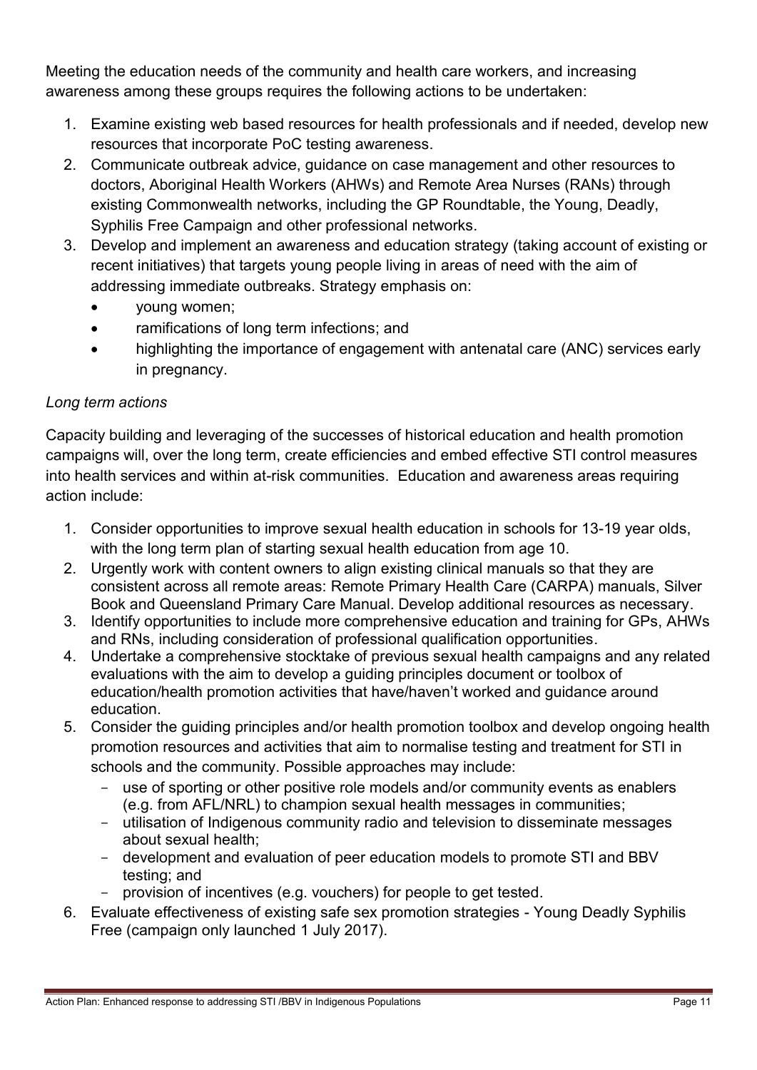Meeting the education needs of the community and health care workers, and increasing awareness among these groups requires the following actions to be undertaken:

1. Examine existing web based resources for health professionals and if needed, develop new resources that incorporate PoC testing awareness.
2. Communicate outbreak advice, guidance on case management and other resources to doctors, Aboriginal Health Workers (AHWs) and Remote Area Nurses (RANs) through existing Commonwealth networks, including the GP Roundtable, the Young, Deadly, Syphilis Free Campaign and other professional networks.
3. Develop and implement an awareness and education strategy (taking account of existing or recent initiatives) that targets young people living in areas of need with the aim of addressing immediate outbreaks. Strategy emphasis on:
    - young women;
    - ramifications of long term infections; and
    - highlighting the importance of engagement with antenatal care (ANC) services early in pregnancy.

*Long term actions*

Capacity building and leveraging of the successes of historical education and health promotion campaigns will, over the long term, create efficiencies and embed effective STI control measures into health services and within at-risk communities. Education and awareness areas requiring action include:

1. Consider opportunities to improve sexual health education in schools for 13-19 year olds, with the long term plan of starting sexual health education from age 10.
2. Urgently work with content owners to align existing clinical manuals so that they are consistent across all remote areas: Remote Primary Health Care (CARPA) manuals, Silver Book and Queensland Primary Care Manual. Develop additional resources as necessary.
3. Identify opportunities to include more comprehensive education and training for GPs, AHWs and RNs, including consideration of professional qualification opportunities.
4. Undertake a comprehensive stocktake of previous sexual health campaigns and any related evaluations with the aim to develop a guiding principles document or toolbox of education/health promotion activities that have/haven't worked and guidance around education.
5. Consider the guiding principles and/or health promotion toolbox and develop ongoing health promotion resources and activities that aim to normalise testing and treatment for STI in schools and the community. Possible approaches may include:
    - use of sporting or other positive role models and/or community events as enablers (e.g. from AFL/NRL) to champion sexual health messages in communities;
    - utilisation of Indigenous community radio and television to disseminate messages about sexual health;
    - development and evaluation of peer education models to promote STI and BBV testing; and
    - provision of incentives (e.g. vouchers) for people to get tested.
6. Evaluate effectiveness of existing safe sex promotion strategies - Young Deadly Syphilis Free (campaign only launched 1 July 2017).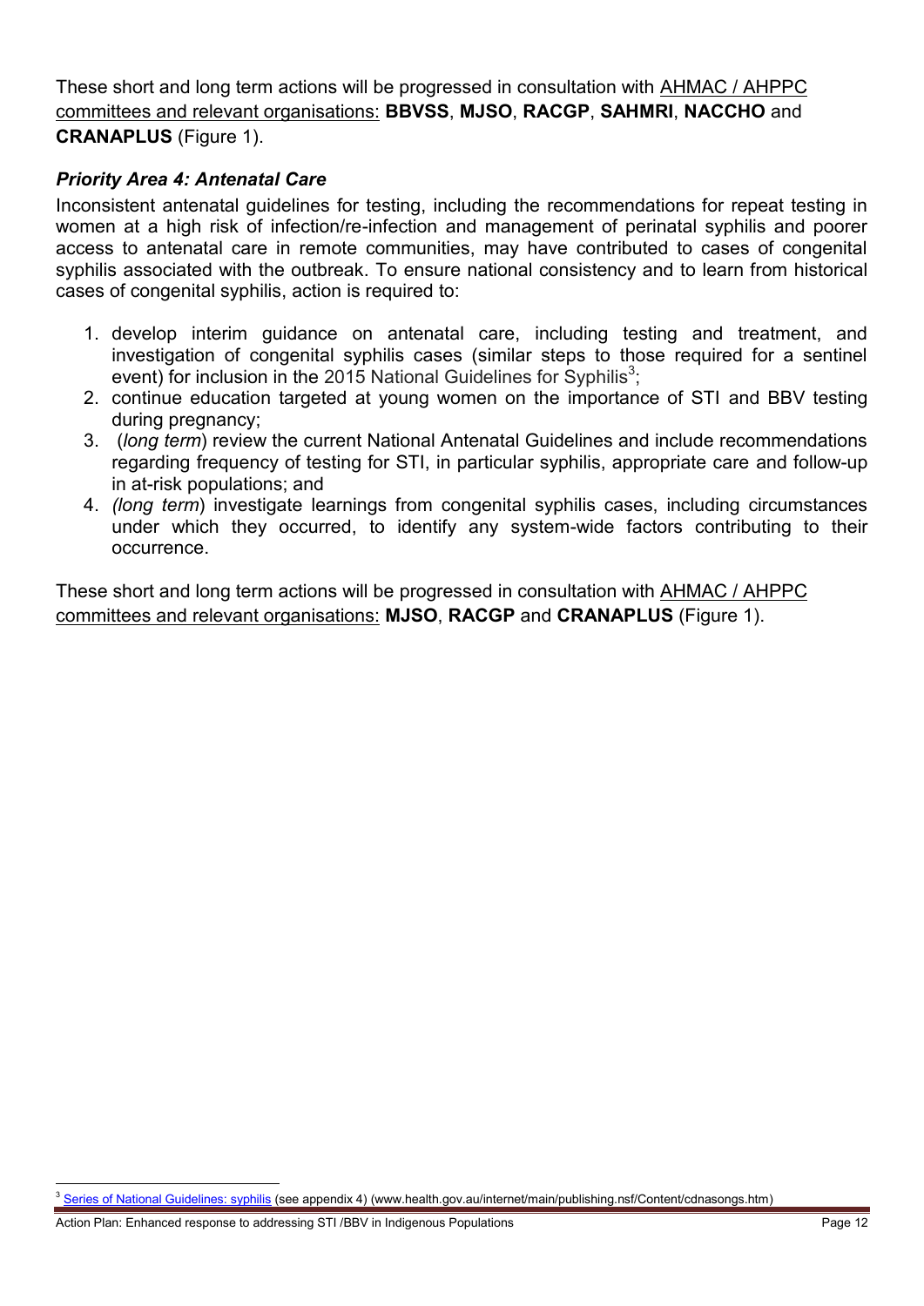These short and long term actions will be progressed in consultation with AHMAC / AHPPC committees and relevant organisations: **BBVSS**, **MJSO**, **RACGP**, **SAHMRI**, **NACCHO** and **CRANAPLUS** (Figure 1).

### *Priority Area 4: Antenatal Care*

Inconsistent antenatal guidelines for testing, including the recommendations for repeat testing in women at a high risk of infection/re-infection and management of perinatal syphilis and poorer access to antenatal care in remote communities, may have contributed to cases of congenital syphilis associated with the outbreak. To ensure national consistency and to learn from historical cases of congenital syphilis, action is required to:

1. develop interim guidance on antenatal care, including testing and treatment, and investigation of congenital syphilis cases (similar steps to those required for a sentinel event) for inclusion in the 2015 National Guidelines for Syphilis[3];
2. continue education targeted at young women on the importance of STI and BBV testing during pregnancy;
3. (*long term*) review the current National Antenatal Guidelines and include recommendations regarding frequency of testing for STI, in particular syphilis, appropriate care and follow-up in at-risk populations; and
4. *(long term*) investigate learnings from congenital syphilis cases, including circumstances under which they occurred, to identify any system-wide factors contributing to their occurrence.

These short and long term actions will be progressed in consultation with AHMAC / AHPPC committees and relevant organisations: **MJSO**, **RACGP** and **CRANAPLUS** (Figure 1).

[3] Series of National Guidelines: syphilis (see appendix 4) (www.health.gov.au/internet/main/publishing.nsf/Content/cdnasongs.htm)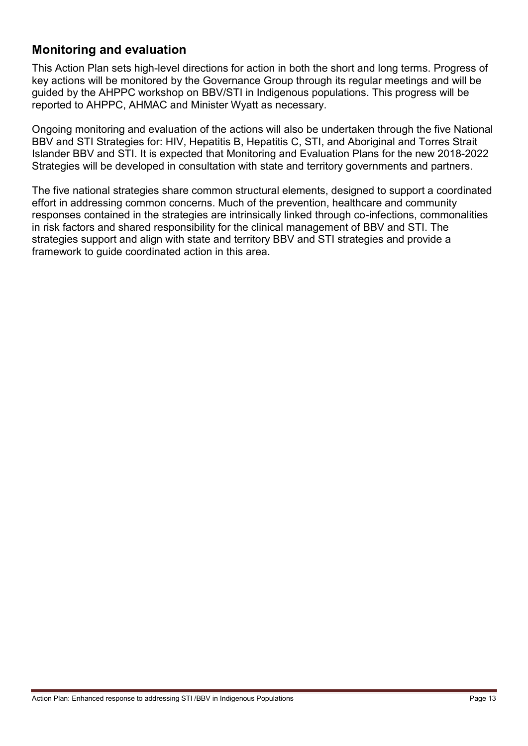## Monitoring and evaluation

This Action Plan sets high-level directions for action in both the short and long terms. Progress of key actions will be monitored by the Governance Group through its regular meetings and will be guided by the AHPPC workshop on BBV/STI in Indigenous populations. This progress will be reported to AHPPC, AHMAC and Minister Wyatt as necessary.

Ongoing monitoring and evaluation of the actions will also be undertaken through the five National BBV and STI Strategies for: HIV, Hepatitis B, Hepatitis C, STI, and Aboriginal and Torres Strait Islander BBV and STI. It is expected that Monitoring and Evaluation Plans for the new 2018-2022 Strategies will be developed in consultation with state and territory governments and partners.

The five national strategies share common structural elements, designed to support a coordinated effort in addressing common concerns. Much of the prevention, healthcare and community responses contained in the strategies are intrinsically linked through co-infections, commonalities in risk factors and shared responsibility for the clinical management of BBV and STI. The strategies support and align with state and territory BBV and STI strategies and provide a framework to guide coordinated action in this area.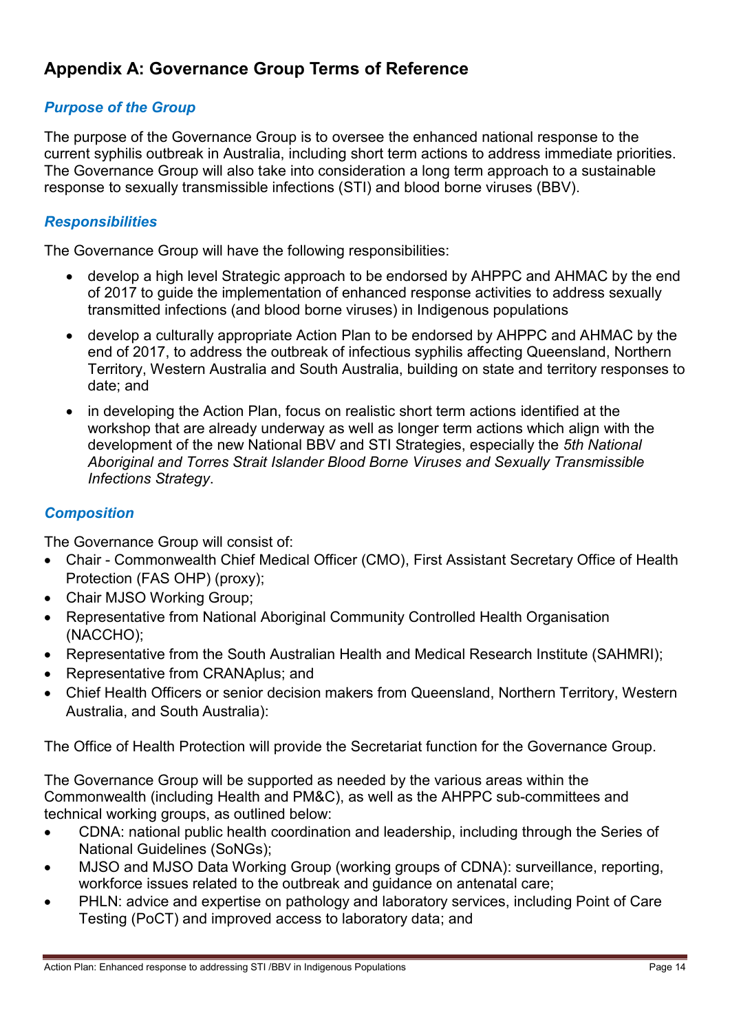## Appendix A: Governance Group Terms of Reference

### *Purpose of the Group*

The purpose of the Governance Group is to oversee the enhanced national response to the current syphilis outbreak in Australia, including short term actions to address immediate priorities. The Governance Group will also take into consideration a long term approach to a sustainable response to sexually transmissible infections (STI) and blood borne viruses (BBV).

### *Responsibilities*

The Governance Group will have the following responsibilities:

- develop a high level Strategic approach to be endorsed by AHPPC and AHMAC by the end of 2017 to guide the implementation of enhanced response activities to address sexually transmitted infections (and blood borne viruses) in Indigenous populations
- develop a culturally appropriate Action Plan to be endorsed by AHPPC and AHMAC by the end of 2017, to address the outbreak of infectious syphilis affecting Queensland, Northern Territory, Western Australia and South Australia, building on state and territory responses to date; and
- in developing the Action Plan, focus on realistic short term actions identified at the workshop that are already underway as well as longer term actions which align with the development of the new National BBV and STI Strategies, especially the *5th National Aboriginal and Torres Strait Islander Blood Borne Viruses and Sexually Transmissible Infections Strategy*.

### *Composition*

The Governance Group will consist of:

- Chair - Commonwealth Chief Medical Officer (CMO), First Assistant Secretary Office of Health Protection (FAS OHP) (proxy);
- Chair MJSO Working Group;
- Representative from National Aboriginal Community Controlled Health Organisation (NACCHO);
- Representative from the South Australian Health and Medical Research Institute (SAHMRI);
- Representative from CRANAplus; and
- Chief Health Officers or senior decision makers from Queensland, Northern Territory, Western Australia, and South Australia):

The Office of Health Protection will provide the Secretariat function for the Governance Group.

The Governance Group will be supported as needed by the various areas within the Commonwealth (including Health and PM&C), as well as the AHPPC sub-committees and technical working groups, as outlined below:

- CDNA: national public health coordination and leadership, including through the Series of National Guidelines (SoNGs);
- MJSO and MJSO Data Working Group (working groups of CDNA): surveillance, reporting, workforce issues related to the outbreak and guidance on antenatal care;
- PHLN: advice and expertise on pathology and laboratory services, including Point of Care Testing (PoCT) and improved access to laboratory data; and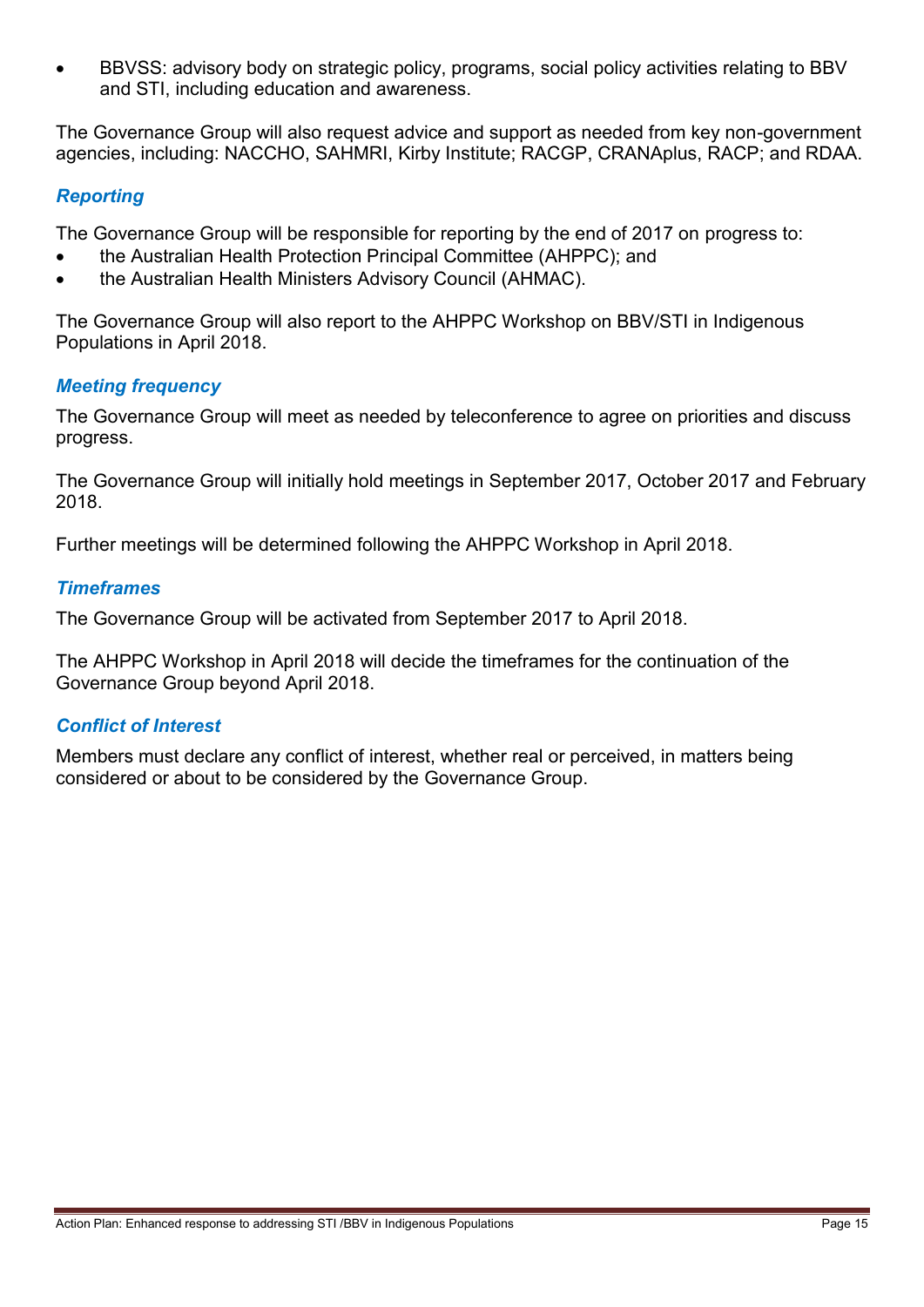- BBVSS: advisory body on strategic policy, programs, social policy activities relating to BBV and STI, including education and awareness.

The Governance Group will also request advice and support as needed from key non-government agencies, including: NACCHO, SAHMRI, Kirby Institute; RACGP, CRANAplus, RACP; and RDAA.

### *Reporting*

The Governance Group will be responsible for reporting by the end of 2017 on progress to:

- the Australian Health Protection Principal Committee (AHPPC); and
- the Australian Health Ministers Advisory Council (AHMAC).

The Governance Group will also report to the AHPPC Workshop on BBV/STI in Indigenous Populations in April 2018.

### *Meeting frequency*

The Governance Group will meet as needed by teleconference to agree on priorities and discuss progress.

The Governance Group will initially hold meetings in September 2017, October 2017 and February 2018.

Further meetings will be determined following the AHPPC Workshop in April 2018.

### *Timeframes*

The Governance Group will be activated from September 2017 to April 2018.

The AHPPC Workshop in April 2018 will decide the timeframes for the continuation of the Governance Group beyond April 2018.

### *Conflict of Interest*

Members must declare any conflict of interest, whether real or perceived, in matters being considered or about to be considered by the Governance Group.